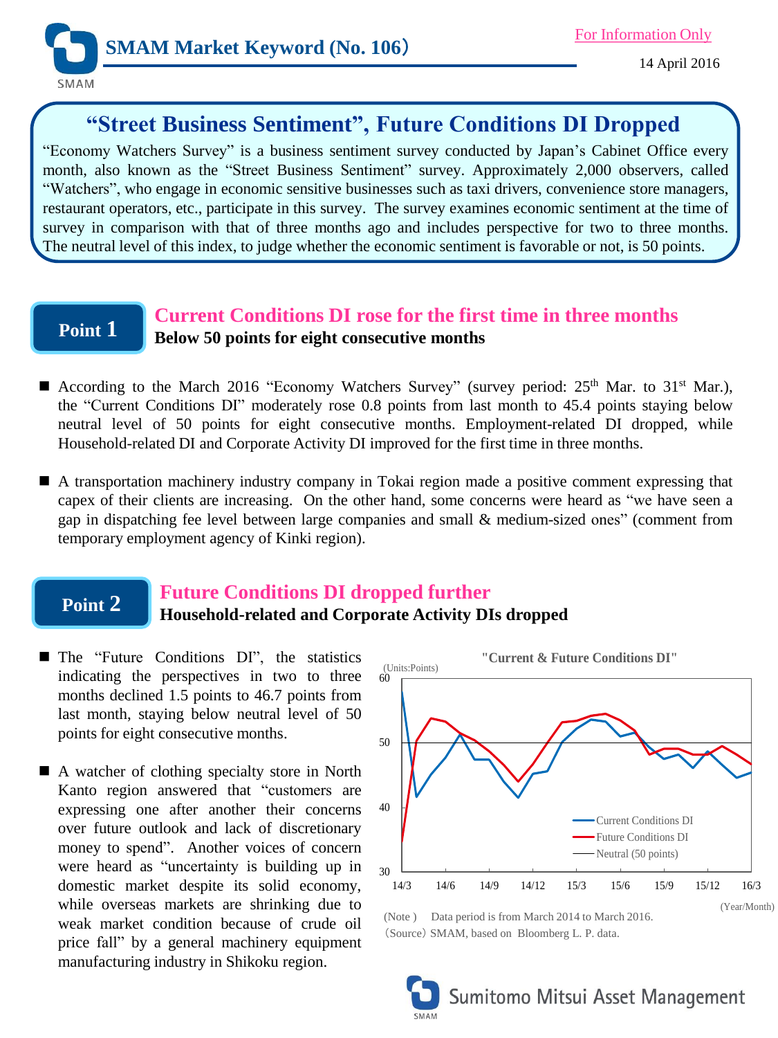# SMAM Market Keyword (No. 106)

For Information Only

14 April 2016

## "Street Business Sentiment", Future Conditions DI Dropped

"Economy Watchers Survey" is a business sentiment survey conducted by Japan's Cabinet Office every month, also known as the "Street Business Sentiment" survey. Approximately 2,000 observers, called "Watchers", who engage in economic sensitive businesses such as taxi drivers, convenience store managers, restaurant operators, etc., participate in this survey. The survey examines economic sentiment at the time of survey in comparison with that of three months ago and includes perspective for two to three months. The neutral level of this index, to judge whether the economic sentiment is favorable or not, is 50 points.

## Point 1

### Current Conditions DI rose for the first time in three months

**Below 50 points for eight consecutive months**

- According to the March 2016 "Economy Watchers Survey" (survey period: 25th Mar. to 31st Mar.), the "Current Conditions DI" moderately rose 0.8 points from last month to 45.4 points staying below neutral level of 50 points for eight consecutive months. Employment-related DI dropped, while Household-related DI and Corporate Activity DI improved for the first time in three months.
- A transportation machinery industry company in Tokai region made a positive comment expressing that capex of their clients are increasing. On the other hand, some concerns were heard as "we have seen a gap in dispatching fee level between large companies and small & medium-sized ones" (comment from temporary employment agency of Kinki region).

## Point 2

### Future Conditions DI dropped further

**Household-related and Corporate Activity DIs dropped**

- The "Future Conditions DI", the statistics indicating the perspectives in two to three months declined 1.5 points to 46.7 points from last month, staying below neutral level of 50 points for eight consecutive months.
- A watcher of clothing specialty store in North Kanto region answered that "customers are expressing one after another their concerns over future outlook and lack of discretionary money to spend". Another voices of concern were heard as "uncertainty is building up in domestic market despite its solid economy, while overseas markets are shrinking due to weak market condition because of crude oil price fall" by a general machinery equipment manufacturing industry in Shikoku region.

"Current & Future Conditions DI"

(Units:Points)

(Note) Data period is from March 2014 to March 2016.

(Source) SMAM, based on Bloomberg L. P. data.

Sumitomo Mitsui Asset Management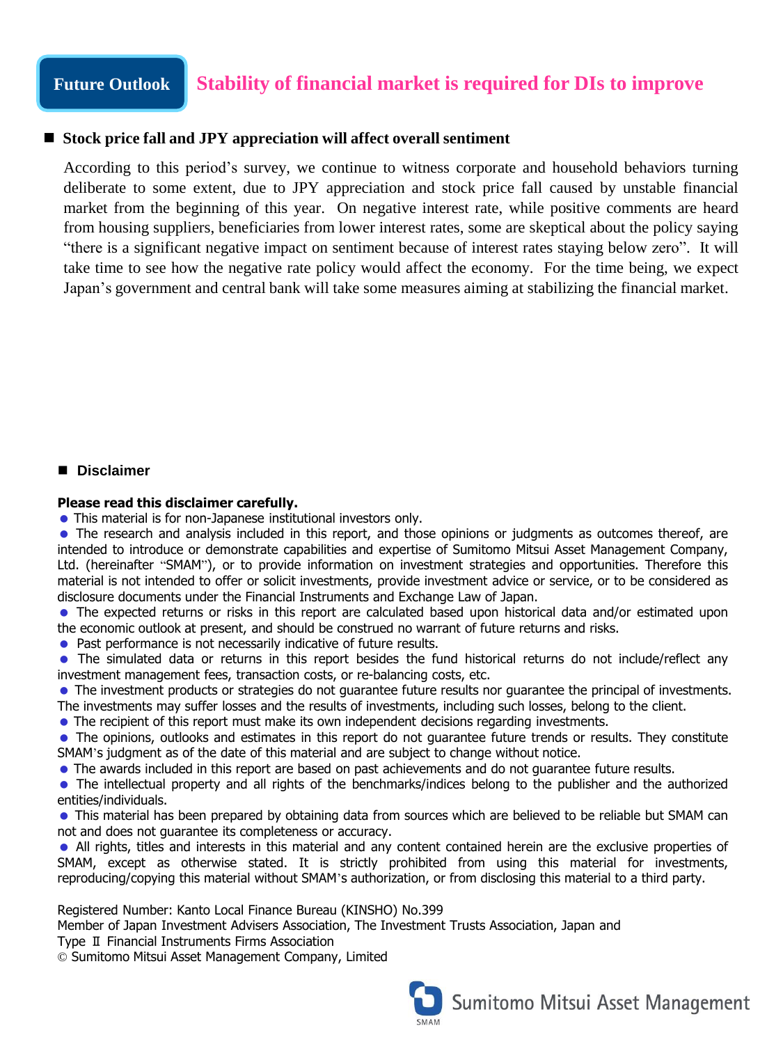## Future Outlook — Stability of financial market is required for DIs to improve

### ■ Stock price fall and JPY appreciation will affect overall sentiment

According to this period's survey, we continue to witness corporate and household behaviors turning deliberate to some extent, due to JPY appreciation and stock price fall caused by unstable financial market from the beginning of this year. On negative interest rate, while positive comments are heard from housing suppliers, beneficiaries from lower interest rates, some are skeptical about the policy saying "there is a significant negative impact on sentiment because of interest rates staying below zero". It will take time to see how the negative rate policy would affect the economy. For the time being, we expect Japan's government and central bank will take some measures aiming at stabilizing the financial market.

### ■ Disclaimer

**Please read this disclaimer carefully.**

- This material is for non-Japanese institutional investors only.
- The research and analysis included in this report, and those opinions or judgments as outcomes thereof, are intended to introduce or demonstrate capabilities and expertise of Sumitomo Mitsui Asset Management Company, Ltd. (hereinafter "SMAM"), or to provide information on investment strategies and opportunities. Therefore this material is not intended to offer or solicit investments, provide investment advice or service, or to be considered as disclosure documents under the Financial Instruments and Exchange Law of Japan.
- The expected returns or risks in this report are calculated based upon historical data and/or estimated upon the economic outlook at present, and should be construed no warrant of future returns and risks.
- Past performance is not necessarily indicative of future results.
- The simulated data or returns in this report besides the fund historical returns do not include/reflect any investment management fees, transaction costs, or re-balancing costs, etc.
- The investment products or strategies do not guarantee future results nor guarantee the principal of investments. The investments may suffer losses and the results of investments, including such losses, belong to the client.
- The recipient of this report must make its own independent decisions regarding investments.
- The opinions, outlooks and estimates in this report do not guarantee future trends or results. They constitute SMAM's judgment as of the date of this material and are subject to change without notice.
- The awards included in this report are based on past achievements and do not guarantee future results.
- The intellectual property and all rights of the benchmarks/indices belong to the publisher and the authorized entities/individuals.
- This material has been prepared by obtaining data from sources which are believed to be reliable but SMAM can not and does not guarantee its completeness or accuracy.
- All rights, titles and interests in this material and any content contained herein are the exclusive properties of SMAM, except as otherwise stated. It is strictly prohibited from using this material for investments, reproducing/copying this material without SMAM's authorization, or from disclosing this material to a third party.

Registered Number: Kanto Local Finance Bureau (KINSHO) No.399
Member of Japan Investment Advisers Association, The Investment Trusts Association, Japan and Type Ⅱ Financial Instruments Firms Association
© Sumitomo Mitsui Asset Management Company, Limited

Sumitomo Mitsui Asset Management